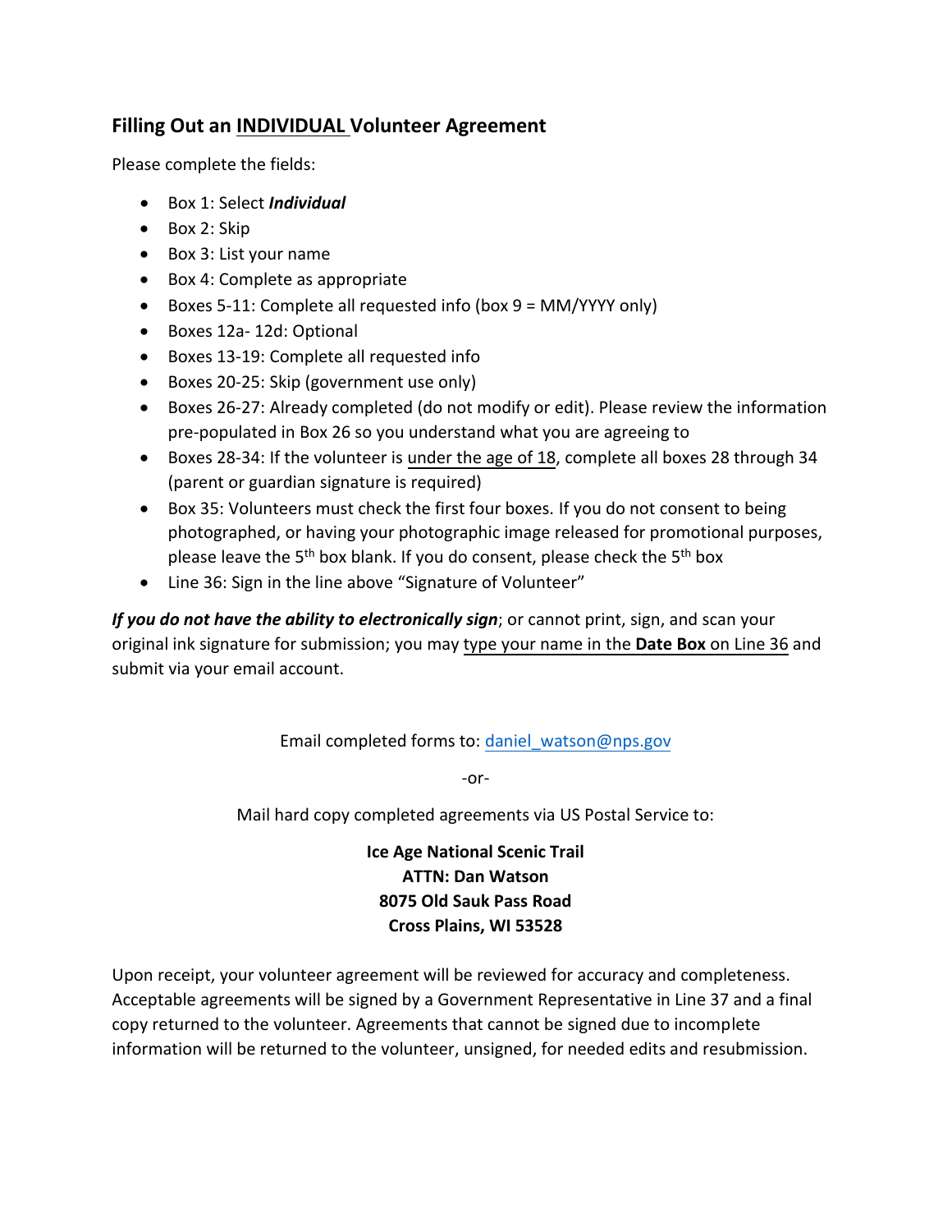## Filling Out an <u>INDIVIDUAL</u> Volunteer Agreement

Please complete the fields:

- Box 1: Select ***Individual***
- Box 2: Skip
- Box 3: List your name
- Box 4: Complete as appropriate
- Boxes 5-11: Complete all requested info (box 9 = MM/YYYY only)
- Boxes 12a- 12d: Optional
- Boxes 13-19: Complete all requested info
- Boxes 20-25: Skip (government use only)
- Boxes 26-27: Already completed (do not modify or edit). Please review the information pre-populated in Box 26 so you understand what you are agreeing to
- Boxes 28-34: If the volunteer is <u>under the age of 18</u>, complete all boxes 28 through 34 (parent or guardian signature is required)
- Box 35: Volunteers must check the first four boxes. If you do not consent to being photographed, or having your photographic image released for promotional purposes, please leave the 5th box blank. If you do consent, please check the 5th box
- Line 36: Sign in the line above "Signature of Volunteer"

***If you do not have the ability to electronically sign***; or cannot print, sign, and scan your original ink signature for submission; you may <u>type your name in the **Date Box** on Line 36</u> and submit via your email account.

Email completed forms to: daniel_watson@nps.gov

-or-

Mail hard copy completed agreements via US Postal Service to:

**Ice Age National Scenic Trail**
**ATTN: Dan Watson**
**8075 Old Sauk Pass Road**
**Cross Plains, WI 53528**

Upon receipt, your volunteer agreement will be reviewed for accuracy and completeness. Acceptable agreements will be signed by a Government Representative in Line 37 and a final copy returned to the volunteer. Agreements that cannot be signed due to incomplete information will be returned to the volunteer, unsigned, for needed edits and resubmission.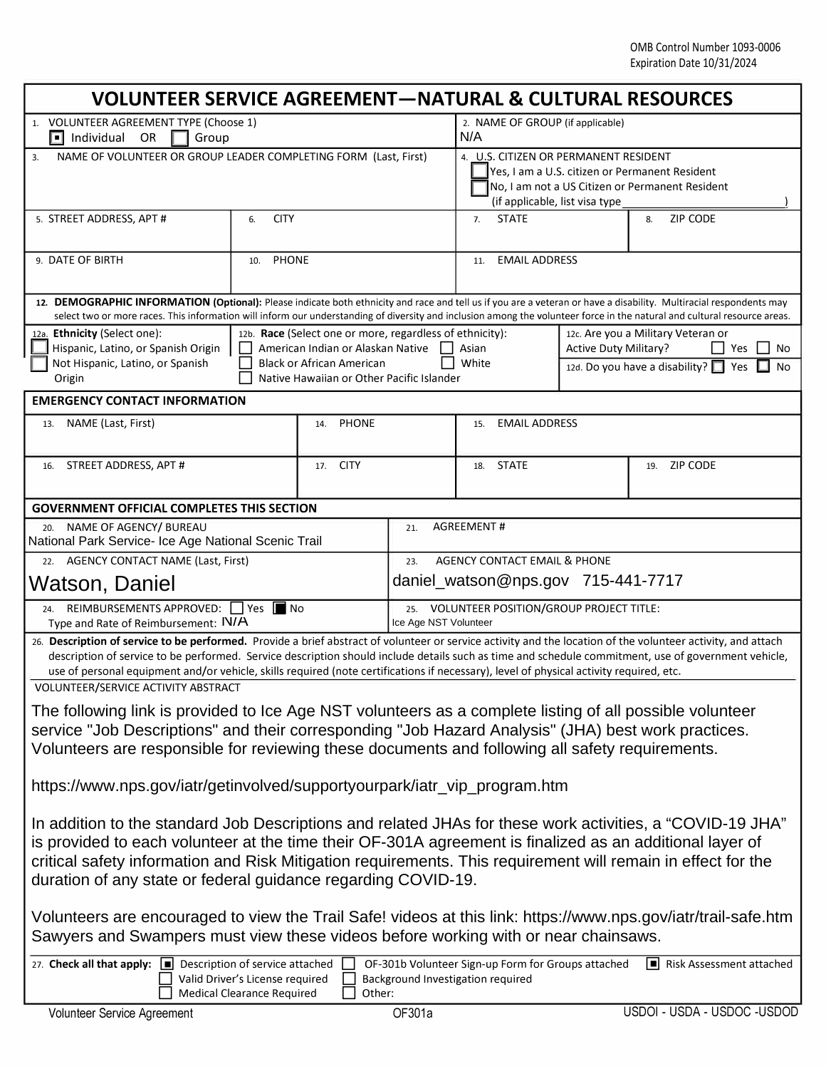OMB Control Number 1093-0006
Expiration Date 10/31/2024

# VOLUNTEER SERVICE AGREEMENT—NATURAL & CULTURAL RESOURCES

| 1. VOLUNTEER AGREEMENT TYPE (Choose 1) | 2. NAME OF GROUP (if applicable) |
|---|---|
| ☒ Individual OR ☐ Group | N/A |

| 3. NAME OF VOLUNTEER OR GROUP LEADER COMPLETING FORM (Last, First) | 4. U.S. CITIZEN OR PERMANENT RESIDENT |
|---|---|
| | ☐ Yes, I am a U.S. citizen or Permanent Resident<br>☐ No, I am not a US Citizen or Permanent Resident<br>(if applicable, list visa type ____________ ) |

| 5. STREET ADDRESS, APT # | 6. CITY | 7. STATE | 8. ZIP CODE |
|---|---|---|---|
| | | | |

| 9. DATE OF BIRTH | 10. PHONE | 11. EMAIL ADDRESS |
|---|---|---|
| | | |

**12. DEMOGRAPHIC INFORMATION (Optional):** Please indicate both ethnicity and race and tell us if you are a veteran or have a disability. Multiracial respondents may select two or more races. This information will inform our understanding of diversity and inclusion among the volunteer force in the natural and cultural resource areas.

| 12a. **Ethnicity** (Select one): | 12b. **Race** (Select one or more, regardless of ethnicity): | 12c. Are you a Military Veteran or Active Duty Military? |
|---|---|---|
| ☐ Hispanic, Latino, or Spanish Origin<br>☐ Not Hispanic, Latino, or Spanish Origin | ☐ American Indian or Alaskan Native ☐ Asian<br>☐ Black or African American ☐ White<br>☐ Native Hawaiian or Other Pacific Islander | ☐ Yes ☐ No<br>12d. Do you have a disability? ☐ Yes ☐ No |

## EMERGENCY CONTACT INFORMATION

| 13. NAME (Last, First) | 14. PHONE | 15. EMAIL ADDRESS | |
|---|---|---|---|
| | | | |
| 16. STREET ADDRESS, APT # | 17. CITY | 18. STATE | 19. ZIP CODE |
| | | | |

## GOVERNMENT OFFICIAL COMPLETES THIS SECTION

| 20. NAME OF AGENCY/ BUREAU | 21. AGREEMENT # |
|---|---|
| National Park Service- Ice Age National Scenic Trail | |
| 22. AGENCY CONTACT NAME (Last, First) | 23. AGENCY CONTACT EMAIL & PHONE |
| Watson, Daniel | daniel_watson@nps.gov 715-441-7717 |
| 24. REIMBURSEMENTS APPROVED: ☐ Yes ☒ No<br>Type and Rate of Reimbursement: N/A | 25. VOLUNTEER POSITION/GROUP PROJECT TITLE:<br>Ice Age NST Volunteer |

26. **Description of service to be performed.** Provide a brief abstract of volunteer or service activity and the location of the volunteer activity, and attach description of service to be performed. Service description should include details such as time and schedule commitment, use of government vehicle, use of personal equipment and/or vehicle, skills required (note certifications if necessary), level of physical activity required, etc.

VOLUNTEER/SERVICE ACTIVITY ABSTRACT

The following link is provided to Ice Age NST volunteers as a complete listing of all possible volunteer service "Job Descriptions" and their corresponding "Job Hazard Analysis" (JHA) best work practices. Volunteers are responsible for reviewing these documents and following all safety requirements.

https://www.nps.gov/iatr/getinvolved/supportyourpark/iatr_vip_program.htm

In addition to the standard Job Descriptions and related JHAs for these work activities, a “COVID-19 JHA” is provided to each volunteer at the time their OF-301A agreement is finalized as an additional layer of critical safety information and Risk Mitigation requirements. This requirement will remain in effect for the duration of any state or federal guidance regarding COVID-19.

Volunteers are encouraged to view the Trail Safe! videos at this link: https://www.nps.gov/iatr/trail-safe.htm Sawyers and Swampers must view these videos before working with or near chainsaws.

27. **Check all that apply:** ☒ Description of service attached ☐ OF-301b Volunteer Sign-up Form for Groups attached ☒ Risk Assessment attached
☐ Valid Driver’s License required ☐ Background Investigation required
☐ Medical Clearance Required ☐ Other:

Volunteer Service Agreement — OF301a — USDOI - USDA - USDOC -USDOD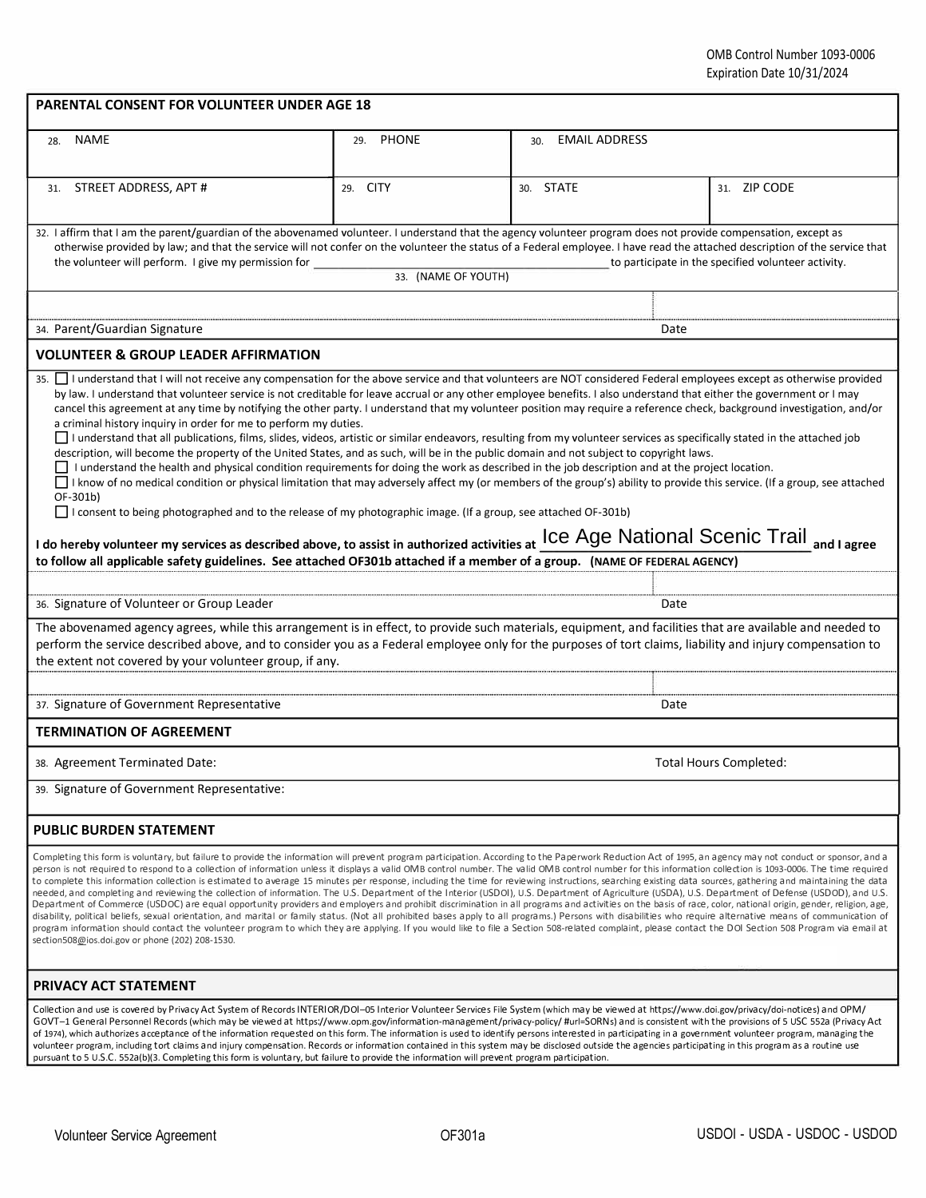OMB Control Number 1093-0006
Expiration Date 10/31/2024

## PARENTAL CONSENT FOR VOLUNTEER UNDER AGE 18

| 28. NAME | 29. PHONE | 30. EMAIL ADDRESS | |
|---|---|---|---|
| 31. STREET ADDRESS, APT # | 29. CITY | 30. STATE | 31. ZIP CODE |

32. I affirm that I am the parent/guardian of the abovenamed volunteer. I understand that the agency volunteer program does not provide compensation, except as otherwise provided by law; and that the service will not confer on the volunteer the status of a Federal employee. I have read the attached description of the service that the volunteer will perform. I give my permission for ______________________________ to participate in the specified volunteer activity.

33. (NAME OF YOUTH)

34. Parent/Guardian Signature — Date

## VOLUNTEER & GROUP LEADER AFFIRMATION

35. ☐ I understand that I will not receive any compensation for the above service and that volunteers are NOT considered Federal employees except as otherwise provided by law. I understand that volunteer service is not creditable for leave accrual or any other employee benefits. I also understand that either the government or I may cancel this agreement at any time by notifying the other party. I understand that my volunteer position may require a reference check, background investigation, and/or a criminal history inquiry in order for me to perform my duties.

☐ I understand that all publications, films, slides, videos, artistic or similar endeavors, resulting from my volunteer services as specifically stated in the attached job description, will become the property of the United States, and as such, will be in the public domain and not subject to copyright laws.

☐ I understand the health and physical condition requirements for doing the work as described in the job description and at the project location.

☐ I know of no medical condition or physical limitation that may adversely affect my (or members of the group's) ability to provide this service. (If a group, see attached OF-301b)

☐ I consent to being photographed and to the release of my photographic image. (If a group, see attached OF-301b)

**I do hereby volunteer my services as described above, to assist in authorized activities at** Ice Age National Scenic Trail **and I agree to follow all applicable safety guidelines. See attached OF301b attached if a member of a group.** (NAME OF FEDERAL AGENCY)

36. Signature of Volunteer or Group Leader — Date

The abovenamed agency agrees, while this arrangement is in effect, to provide such materials, equipment, and facilities that are available and needed to perform the service described above, and to consider you as a Federal employee only for the purposes of tort claims, liability and injury compensation to the extent not covered by your volunteer group, if any.

37. Signature of Government Representative — Date

## TERMINATION OF AGREEMENT

38. Agreement Terminated Date: — Total Hours Completed:

39. Signature of Government Representative:

## PUBLIC BURDEN STATEMENT

Completing this form is voluntary, but failure to provide the information will prevent program participation. According to the Paperwork Reduction Act of 1995, an agency may not conduct or sponsor, and a person is not required to respond to a collection of information unless it displays a valid OMB control number. The valid OMB control number for this information collection is 1093-0006. The time required to complete this information collection is estimated to average 15 minutes per response, including the time for reviewing instructions, searching existing data sources, gathering and maintaining the data needed, and completing and reviewing the collection of information. The U.S. Department of the Interior (USDOI), U.S. Department of Agriculture (USDA), U.S. Department of Defense (USDOD), and U.S. Department of Commerce (USDOC) are equal opportunity providers and employers and prohibit discrimination in all programs and activities on the basis of race, color, national origin, gender, religion, age, disability, political beliefs, sexual orientation, and marital or family status. (Not all prohibited bases apply to all programs.) Persons with disabilities who require alternative means of communication of program information should contact the volunteer program to which they are applying. If you would like to file a Section 508-related complaint, please contact the DOI Section 508 Program via email at section508@ios.doi.gov or phone (202) 208-1530.

## PRIVACY ACT STATEMENT

Collection and use is covered by Privacy Act System of Records INTERIOR/DOI–05 Interior Volunteer Services File System (which may be viewed at https://www.doi.gov/privacy/doi-notices) and OPM/GOVT–1 General Personnel Records (which may be viewed at https://www.opm.gov/information-management/privacy-policy/ #url=SORNs) and is consistent with the provisions of 5 USC 552a (Privacy Act of 1974), which authorizes acceptance of the information requested on this form. The information is used to identify persons interested in participating in a government volunteer program, managing the volunteer program, including tort claims and injury compensation. Records or information contained in this system may be disclosed outside the agencies participating in this program as a routine use pursuant to 5 U.S.C. 552a(b)(3. Completing this form is voluntary, but failure to provide the information will prevent program participation.

Volunteer Service Agreement — OF301a — USDOI - USDA - USDOC - USDOD